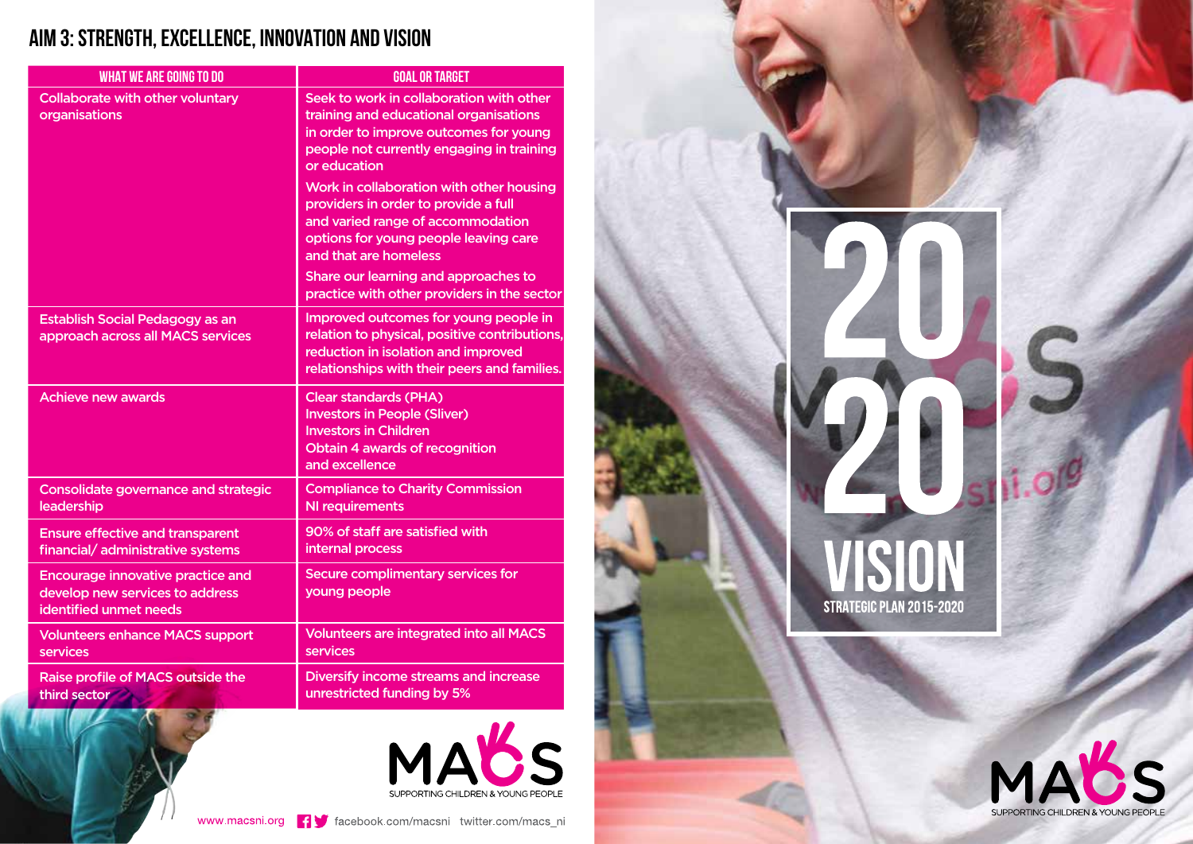## AIM 3: STRENGTH, EXCELLENCE, INNOVATION AND VISION

| WHAT WE ARE GOING TO DO | GOAL OR TARGET |
| --- | --- |
| Collaborate with other voluntary organisations | Seek to work in collaboration with other training and educational organisations in order to improve outcomes for young people not currently engaging in training or education<br>Work in collaboration with other housing providers in order to provide a full and varied range of accommodation options for young people leaving care and that are homeless<br>Share our learning and approaches to practice with other providers in the sector |
| Establish Social Pedagogy as an approach across all MACS services | Improved outcomes for young people in relation to physical, positive contributions, reduction in isolation and improved relationships with their peers and families. |
| Achieve new awards | Clear standards (PHA)<br>Investors in People (Sliver)<br>Investors in Children<br>Obtain 4 awards of recognition and excellence |
| Consolidate governance and strategic leadership | Compliance to Charity Commission NI requirements |
| Ensure effective and transparent financial/ administrative systems | 90% of staff are satisfied with internal process |
| Encourage innovative practice and develop new services to address identified unmet needs | Secure complimentary services for young people |
| Volunteers enhance MACS support services | Volunteers are integrated into all MACS services |
| Raise profile of MACS outside the third sector | Diversify income streams and increase unrestricted funding by 5% |

MACS
SUPPORTING CHILDREN & YOUNG PEOPLE

www.macsni.org facebook.com/macsni twitter.com/macs_ni

# 2020 VISION

STRATEGIC PLAN 2015-2020

MACS
SUPPORTING CHILDREN & YOUNG PEOPLE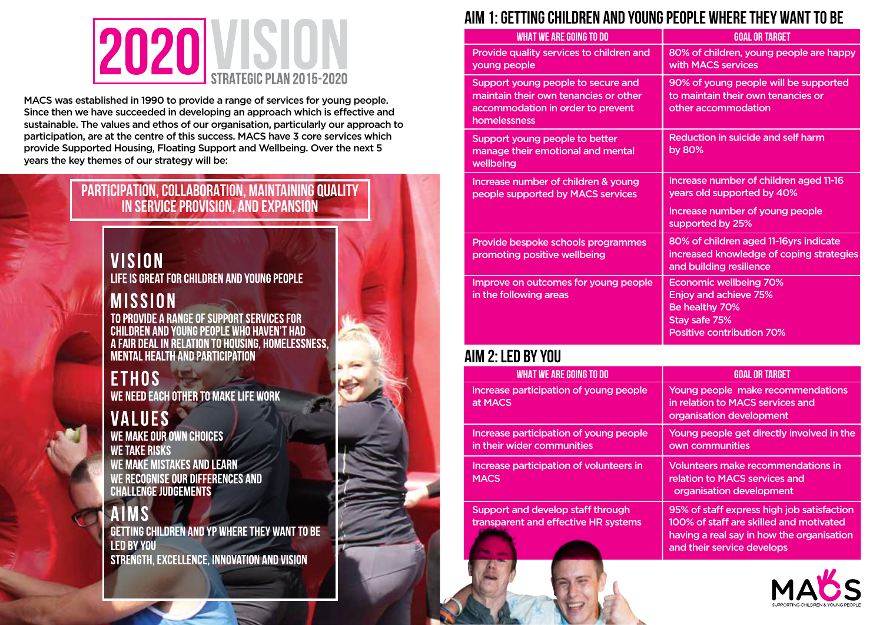# 2020 VISION

## STRATEGIC PLAN 2015-2020

MACS was established in 1990 to provide a range of services for young people. Since then we have succeeded in developing an approach which is effective and sustainable. The values and ethos of our organisation, particularly our approach to participation, are at the centre of this success. MACS have 3 core services which provide Supported Housing, Floating Support and Wellbeing. Over the next 5 years the key themes of our strategy will be:

**PARTICIPATION, COLLABORATION, MAINTAINING QUALITY IN SERVICE PROVISION, AND EXPANSION**

### VISION

LIFE IS GREAT FOR CHILDREN AND YOUNG PEOPLE

### MISSION

TO PROVIDE A RANGE OF SUPPORT SERVICES FOR CHILDREN AND YOUNG PEOPLE WHO HAVEN'T HAD A FAIR DEAL IN RELATION TO HOUSING, HOMELESSNESS, MENTAL HEALTH AND PARTICIPATION

### ETHOS

WE NEED EACH OTHER TO MAKE LIFE WORK

### VALUES

WE MAKE OUR OWN CHOICES
WE TAKE RISKS
WE MAKE MISTAKES AND LEARN
WE RECOGNISE OUR DIFFERENCES AND CHALLENGE JUDGEMENTS

### AIMS

GETTING CHILDREN AND YP WHERE THEY WANT TO BE
LED BY YOU
STRENGTH, EXCELLENCE, INNOVATION AND VISION

## AIM 1: GETTING CHILDREN AND YOUNG PEOPLE WHERE THEY WANT TO BE

| WHAT WE ARE GOING TO DO | GOAL OR TARGET |
|---|---|
| Provide quality services to children and young people | 80% of children, young people are happy with MACS services |
| Support young people to secure and maintain their own tenancies or other accommodation in order to prevent homelessness | 90% of young people will be supported to maintain their own tenancies or other accommodation |
| Support young people to better manage their emotional and mental wellbeing | Reduction in suicide and self harm by 80% |
| Increase number of children & young people supported by MACS services | Increase number of children aged 11-16 years old supported by 40%<br>Increase number of young people supported by 25% |
| Provide bespoke schools programmes promoting positive wellbeing | 80% of children aged 11-16yrs indicate increased knowledge of coping strategies and building resilience |
| Improve on outcomes for young people in the following areas | Economic wellbeing 70%<br>Enjoy and achieve 75%<br>Be healthy 70%<br>Stay safe 75%<br>Positive contribution 70% |

## AIM 2: LED BY YOU

| WHAT WE ARE GOING TO DO | GOAL OR TARGET |
|---|---|
| Increase participation of young people at MACS | Young people make recommendations in relation to MACS services and organisation development |
| Increase participation of young people in their wider communities | Young people get directly involved in the own communities |
| Increase participation of volunteers in MACS | Volunteers make recommendations in relation to MACS services and organisation development |
| Support and develop staff through transparent and effective HR systems | 95% of staff express high job satisfaction<br>100% of staff are skilled and motivated having a real say in how the organisation and their service develops |

MACS
SUPPORTING CHILDREN & YOUNG PEOPLE